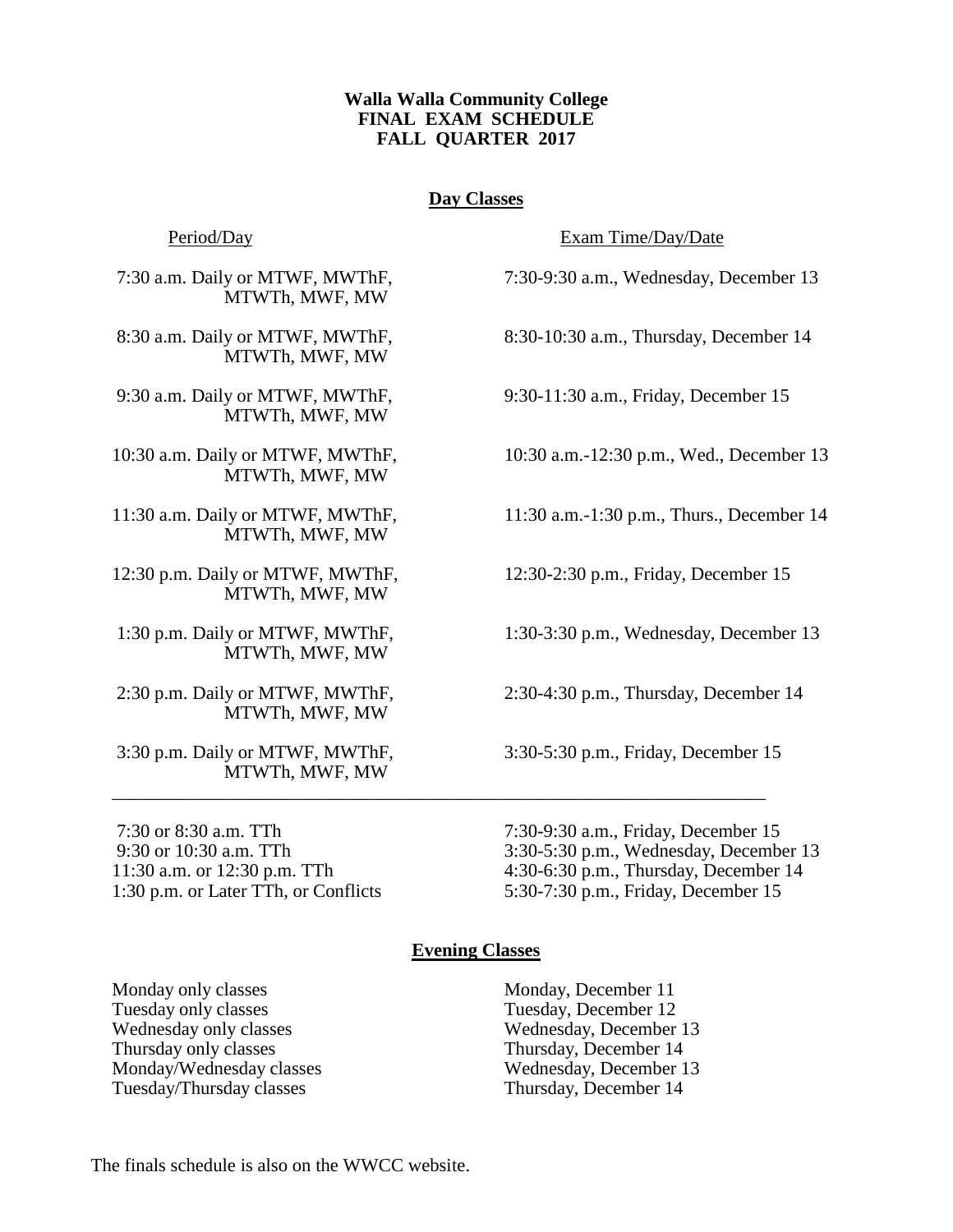# Walla Walla Community College
## FINAL EXAM SCHEDULE
## FALL QUARTER 2017

### Day Classes

| Period/Day | Exam Time/Day/Date |
|---|---|
| 7:30 a.m. Daily or MTWF, MWThF, MTWTh, MWF, MW | 7:30-9:30 a.m., Wednesday, December 13 |
| 8:30 a.m. Daily or MTWF, MWThF, MTWTh, MWF, MW | 8:30-10:30 a.m., Thursday, December 14 |
| 9:30 a.m. Daily or MTWF, MWThF, MTWTh, MWF, MW | 9:30-11:30 a.m., Friday, December 15 |
| 10:30 a.m. Daily or MTWF, MWThF, MTWTh, MWF, MW | 10:30 a.m.-12:30 p.m., Wed., December 13 |
| 11:30 a.m. Daily or MTWF, MWThF, MTWTh, MWF, MW | 11:30 a.m.-1:30 p.m., Thurs., December 14 |
| 12:30 p.m. Daily or MTWF, MWThF, MTWTh, MWF, MW | 12:30-2:30 p.m., Friday, December 15 |
| 1:30 p.m. Daily or MTWF, MWThF, MTWTh, MWF, MW | 1:30-3:30 p.m., Wednesday, December 13 |
| 2:30 p.m. Daily or MTWF, MWThF, MTWTh, MWF, MW | 2:30-4:30 p.m., Thursday, December 14 |
| 3:30 p.m. Daily or MTWF, MWThF, MTWTh, MWF, MW | 3:30-5:30 p.m., Friday, December 15 |

---

| Period/Day | Exam Time/Day/Date |
|---|---|
| 7:30 or 8:30 a.m. TTh | 7:30-9:30 a.m., Friday, December 15 |
| 9:30 or 10:30 a.m. TTh | 3:30-5:30 p.m., Wednesday, December 13 |
| 11:30 a.m. or 12:30 p.m. TTh | 4:30-6:30 p.m., Thursday, December 14 |
| 1:30 p.m. or Later TTh, or Conflicts | 5:30-7:30 p.m., Friday, December 15 |

### Evening Classes

| Classes | Exam Day/Date |
|---|---|
| Monday only classes | Monday, December 11 |
| Tuesday only classes | Tuesday, December 12 |
| Wednesday only classes | Wednesday, December 13 |
| Thursday only classes | Thursday, December 14 |
| Monday/Wednesday classes | Wednesday, December 13 |
| Tuesday/Thursday classes | Thursday, December 14 |

The finals schedule is also on the WWCC website.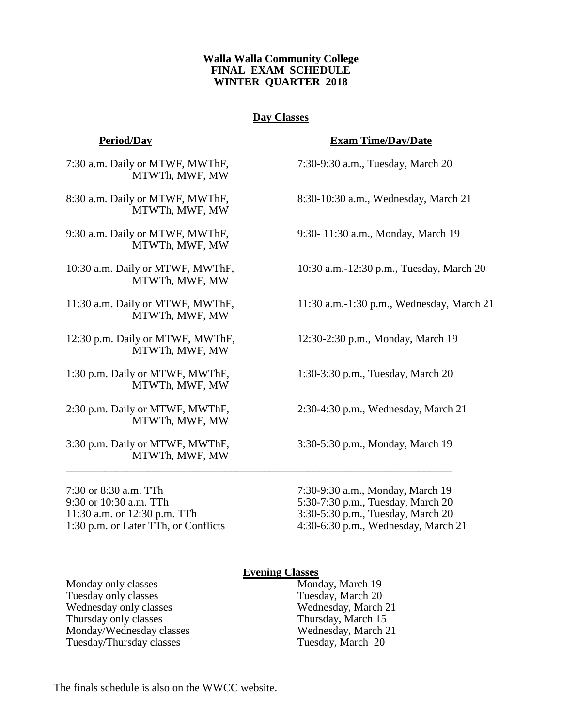**Walla Walla Community College**
**FINAL EXAM SCHEDULE**
**WINTER QUARTER 2018**

## Day Classes

| Period/Day | Exam Time/Day/Date |
|---|---|
| 7:30 a.m. Daily or MTWF, MWThF, MTWTh, MWF, MW | 7:30-9:30 a.m., Tuesday, March 20 |
| 8:30 a.m. Daily or MTWF, MWThF, MTWTh, MWF, MW | 8:30-10:30 a.m., Wednesday, March 21 |
| 9:30 a.m. Daily or MTWF, MWThF, MTWTh, MWF, MW | 9:30- 11:30 a.m., Monday, March 19 |
| 10:30 a.m. Daily or MTWF, MWThF, MTWTh, MWF, MW | 10:30 a.m.-12:30 p.m., Tuesday, March 20 |
| 11:30 a.m. Daily or MTWF, MWThF, MTWTh, MWF, MW | 11:30 a.m.-1:30 p.m., Wednesday, March 21 |
| 12:30 p.m. Daily or MTWF, MWThF, MTWTh, MWF, MW | 12:30-2:30 p.m., Monday, March 19 |
| 1:30 p.m. Daily or MTWF, MWThF, MTWTh, MWF, MW | 1:30-3:30 p.m., Tuesday, March 20 |
| 2:30 p.m. Daily or MTWF, MWThF, MTWTh, MWF, MW | 2:30-4:30 p.m., Wednesday, March 21 |
| 3:30 p.m. Daily or MTWF, MWThF, MTWTh, MWF, MW | 3:30-5:30 p.m., Monday, March 19 |
| 7:30 or 8:30 a.m. TTh | 7:30-9:30 a.m., Monday, March 19 |
| 9:30 or 10:30 a.m. TTh | 5:30-7:30 p.m., Tuesday, March 20 |
| 11:30 a.m. or 12:30 p.m. TTh | 3:30-5:30 p.m., Tuesday, March 20 |
| 1:30 p.m. or Later TTh, or Conflicts | 4:30-6:30 p.m., Wednesday, March 21 |

## Evening Classes

| | |
|---|---|
| Monday only classes | Monday, March 19 |
| Tuesday only classes | Tuesday, March 20 |
| Wednesday only classes | Wednesday, March 21 |
| Thursday only classes | Thursday, March 15 |
| Monday/Wednesday classes | Wednesday, March 21 |
| Tuesday/Thursday classes | Tuesday, March 20 |

The finals schedule is also on the WWCC website.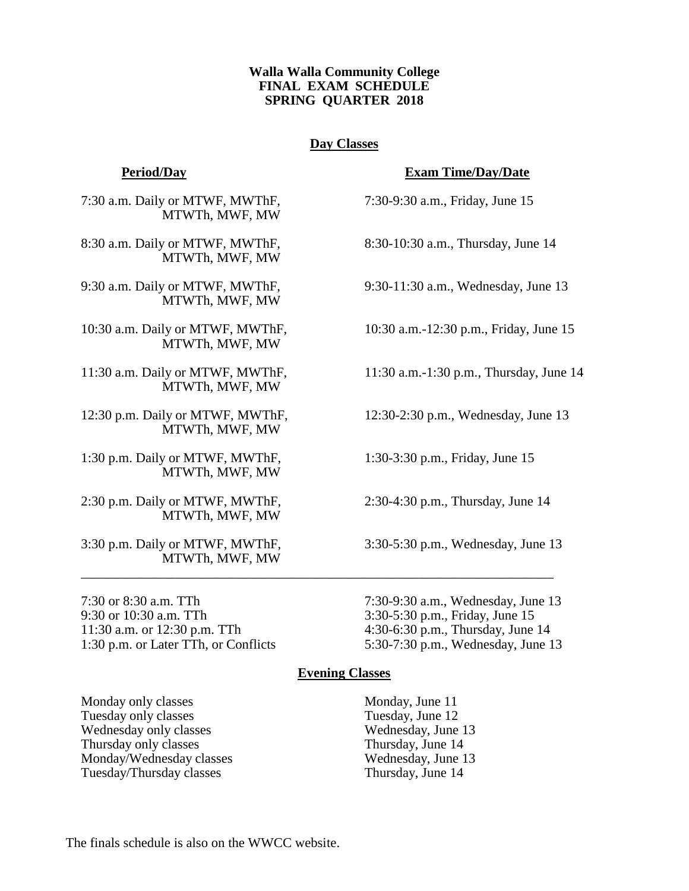**Walla Walla Community College**
**FINAL EXAM SCHEDULE**
**SPRING QUARTER 2018**

## Day Classes

| Period/Day | Exam Time/Day/Date |
|---|---|
| 7:30 a.m. Daily or MTWF, MWThF, MTWTh, MWF, MW | 7:30-9:30 a.m., Friday, June 15 |
| 8:30 a.m. Daily or MTWF, MWThF, MTWTh, MWF, MW | 8:30-10:30 a.m., Thursday, June 14 |
| 9:30 a.m. Daily or MTWF, MWThF, MTWTh, MWF, MW | 9:30-11:30 a.m., Wednesday, June 13 |
| 10:30 a.m. Daily or MTWF, MWThF, MTWTh, MWF, MW | 10:30 a.m.-12:30 p.m., Friday, June 15 |
| 11:30 a.m. Daily or MTWF, MWThF, MTWTh, MWF, MW | 11:30 a.m.-1:30 p.m., Thursday, June 14 |
| 12:30 p.m. Daily or MTWF, MWThF, MTWTh, MWF, MW | 12:30-2:30 p.m., Wednesday, June 13 |
| 1:30 p.m. Daily or MTWF, MWThF, MTWTh, MWF, MW | 1:30-3:30 p.m., Friday, June 15 |
| 2:30 p.m. Daily or MTWF, MWThF, MTWTh, MWF, MW | 2:30-4:30 p.m., Thursday, June 14 |
| 3:30 p.m. Daily or MTWF, MWThF, MTWTh, MWF, MW | 3:30-5:30 p.m., Wednesday, June 13 |

---

| | |
|---|---|
| 7:30 or 8:30 a.m. TTh | 7:30-9:30 a.m., Wednesday, June 13 |
| 9:30 or 10:30 a.m. TTh | 3:30-5:30 p.m., Friday, June 15 |
| 11:30 a.m. or 12:30 p.m. TTh | 4:30-6:30 p.m., Thursday, June 14 |
| 1:30 p.m. or Later TTh, or Conflicts | 5:30-7:30 p.m., Wednesday, June 13 |

## Evening Classes

| | |
|---|---|
| Monday only classes | Monday, June 11 |
| Tuesday only classes | Tuesday, June 12 |
| Wednesday only classes | Wednesday, June 13 |
| Thursday only classes | Thursday, June 14 |
| Monday/Wednesday classes | Wednesday, June 13 |
| Tuesday/Thursday classes | Thursday, June 14 |

The finals schedule is also on the WWCC website.